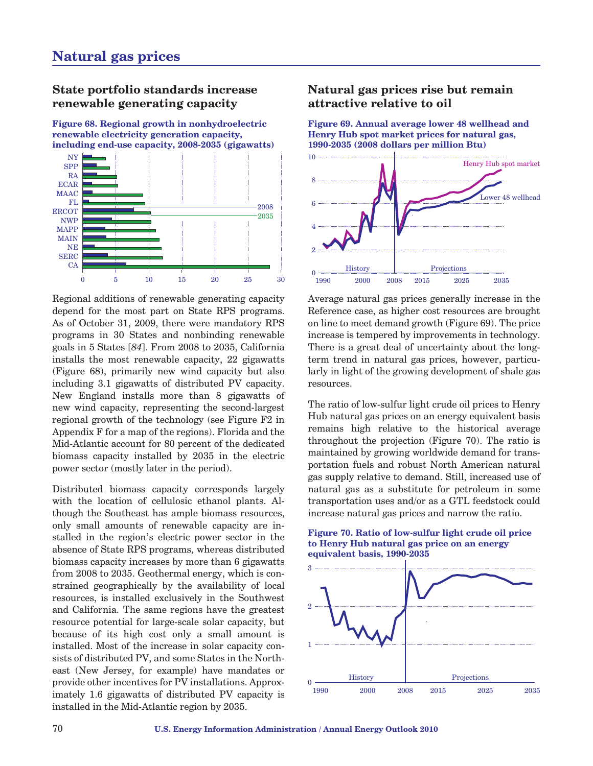# Natural gas prices

## State portfolio standards increase renewable generating capacity

**Figure 68. Regional growth in nonhydroelectric renewable electricity generation capacity, including end-use capacity, 2008-2035 (gigawatts)**

Regional additions of renewable generating capacity depend for the most part on State RPS programs. As of October 31, 2009, there were mandatory RPS programs in 30 States and nonbinding renewable goals in 5 States [*84*]. From 2008 to 2035, California installs the most renewable capacity, 22 gigawatts (Figure 68), primarily new wind capacity but also including 3.1 gigawatts of distributed PV capacity. New England installs more than 8 gigawatts of new wind capacity, representing the second-largest regional growth of the technology (see Figure F2 in Appendix F for a map of the regions). Florida and the Mid-Atlantic account for 80 percent of the dedicated biomass capacity installed by 2035 in the electric power sector (mostly later in the period).

Distributed biomass capacity corresponds largely with the location of cellulosic ethanol plants. Although the Southeast has ample biomass resources, only small amounts of renewable capacity are installed in the region's electric power sector in the absence of State RPS programs, whereas distributed biomass capacity increases by more than 6 gigawatts from 2008 to 2035. Geothermal energy, which is constrained geographically by the availability of local resources, is installed exclusively in the Southwest and California. The same regions have the greatest resource potential for large-scale solar capacity, but because of its high cost only a small amount is installed. Most of the increase in solar capacity consists of distributed PV, and some States in the Northeast (New Jersey, for example) have mandates or provide other incentives for PV installations. Approximately 1.6 gigawatts of distributed PV capacity is installed in the Mid-Atlantic region by 2035.

## Natural gas prices rise but remain attractive relative to oil

**Figure 69. Annual average lower 48 wellhead and Henry Hub spot market prices for natural gas, 1990-2035 (2008 dollars per million Btu)**

Average natural gas prices generally increase in the Reference case, as higher cost resources are brought on line to meet demand growth (Figure 69). The price increase is tempered by improvements in technology. There is a great deal of uncertainty about the long-term trend in natural gas prices, however, particularly in light of the growing development of shale gas resources.

The ratio of low-sulfur light crude oil prices to Henry Hub natural gas prices on an energy equivalent basis remains high relative to the historical average throughout the projection (Figure 70). The ratio is maintained by growing worldwide demand for transportation fuels and robust North American natural gas supply relative to demand. Still, increased use of natural gas as a substitute for petroleum in some transportation uses and/or as a GTL feedstock could increase natural gas prices and narrow the ratio.

**Figure 70. Ratio of low-sulfur light crude oil price to Henry Hub natural gas price on an energy equivalent basis, 1990-2035**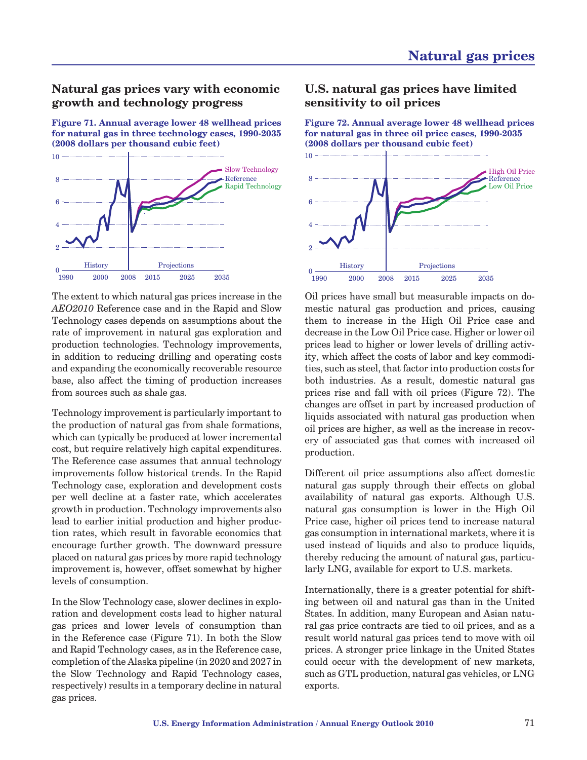## Natural gas prices vary with economic growth and technology progress

**Figure 71. Annual average lower 48 wellhead prices for natural gas in three technology cases, 1990-2035 (2008 dollars per thousand cubic feet)**

The extent to which natural gas prices increase in the *AEO2010* Reference case and in the Rapid and Slow Technology cases depends on assumptions about the rate of improvement in natural gas exploration and production technologies. Technology improvements, in addition to reducing drilling and operating costs and expanding the economically recoverable resource base, also affect the timing of production increases from sources such as shale gas.

Technology improvement is particularly important to the production of natural gas from shale formations, which can typically be produced at lower incremental cost, but require relatively high capital expenditures. The Reference case assumes that annual technology improvements follow historical trends. In the Rapid Technology case, exploration and development costs per well decline at a faster rate, which accelerates growth in production. Technology improvements also lead to earlier initial production and higher production rates, which result in favorable economics that encourage further growth. The downward pressure placed on natural gas prices by more rapid technology improvement is, however, offset somewhat by higher levels of consumption.

In the Slow Technology case, slower declines in exploration and development costs lead to higher natural gas prices and lower levels of consumption than in the Reference case (Figure 71). In both the Slow and Rapid Technology cases, as in the Reference case, completion of the Alaska pipeline (in 2020 and 2027 in the Slow Technology and Rapid Technology cases, respectively) results in a temporary decline in natural gas prices.

## U.S. natural gas prices have limited sensitivity to oil prices

**Figure 72. Annual average lower 48 wellhead prices for natural gas in three oil price cases, 1990-2035 (2008 dollars per thousand cubic feet)**

Oil prices have small but measurable impacts on domestic natural gas production and prices, causing them to increase in the High Oil Price case and decrease in the Low Oil Price case. Higher or lower oil prices lead to higher or lower levels of drilling activity, which affect the costs of labor and key commodities, such as steel, that factor into production costs for both industries. As a result, domestic natural gas prices rise and fall with oil prices (Figure 72). The changes are offset in part by increased production of liquids associated with natural gas production when oil prices are higher, as well as the increase in recovery of associated gas that comes with increased oil production.

Different oil price assumptions also affect domestic natural gas supply through their effects on global availability of natural gas exports. Although U.S. natural gas consumption is lower in the High Oil Price case, higher oil prices tend to increase natural gas consumption in international markets, where it is used instead of liquids and also to produce liquids, thereby reducing the amount of natural gas, particularly LNG, available for export to U.S. markets.

Internationally, there is a greater potential for shifting between oil and natural gas than in the United States. In addition, many European and Asian natural gas price contracts are tied to oil prices, and as a result world natural gas prices tend to move with oil prices. A stronger price linkage in the United States could occur with the development of new markets, such as GTL production, natural gas vehicles, or LNG exports.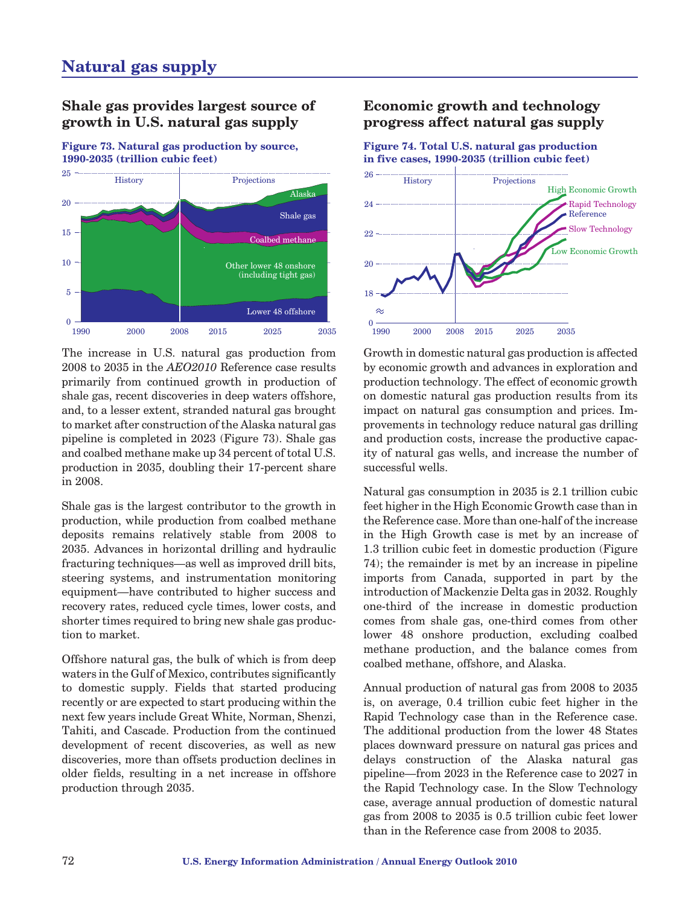# Natural gas supply

## Shale gas provides largest source of growth in U.S. natural gas supply

**Figure 73. Natural gas production by source, 1990-2035 (trillion cubic feet)**

The increase in U.S. natural gas production from 2008 to 2035 in the *AEO2010* Reference case results primarily from continued growth in production of shale gas, recent discoveries in deep waters offshore, and, to a lesser extent, stranded natural gas brought to market after construction of the Alaska natural gas pipeline is completed in 2023 (Figure 73). Shale gas and coalbed methane make up 34 percent of total U.S. production in 2035, doubling their 17-percent share in 2008.

Shale gas is the largest contributor to the growth in production, while production from coalbed methane deposits remains relatively stable from 2008 to 2035. Advances in horizontal drilling and hydraulic fracturing techniques—as well as improved drill bits, steering systems, and instrumentation monitoring equipment—have contributed to higher success and recovery rates, reduced cycle times, lower costs, and shorter times required to bring new shale gas production to market.

Offshore natural gas, the bulk of which is from deep waters in the Gulf of Mexico, contributes significantly to domestic supply. Fields that started producing recently or are expected to start producing within the next few years include Great White, Norman, Shenzi, Tahiti, and Cascade. Production from the continued development of recent discoveries, as well as new discoveries, more than offsets production declines in older fields, resulting in a net increase in offshore production through 2035.

## Economic growth and technology progress affect natural gas supply

**Figure 74. Total U.S. natural gas production in five cases, 1990-2035 (trillion cubic feet)**

Growth in domestic natural gas production is affected by economic growth and advances in exploration and production technology. The effect of economic growth on domestic natural gas production results from its impact on natural gas consumption and prices. Improvements in technology reduce natural gas drilling and production costs, increase the productive capacity of natural gas wells, and increase the number of successful wells.

Natural gas consumption in 2035 is 2.1 trillion cubic feet higher in the High Economic Growth case than in the Reference case. More than one-half of the increase in the High Growth case is met by an increase of 1.3 trillion cubic feet in domestic production (Figure 74); the remainder is met by an increase in pipeline imports from Canada, supported in part by the introduction of Mackenzie Delta gas in 2032. Roughly one-third of the increase in domestic production comes from shale gas, one-third comes from other lower 48 onshore production, excluding coalbed methane production, and the balance comes from coalbed methane, offshore, and Alaska.

Annual production of natural gas from 2008 to 2035 is, on average, 0.4 trillion cubic feet higher in the Rapid Technology case than in the Reference case. The additional production from the lower 48 States places downward pressure on natural gas prices and delays construction of the Alaska natural gas pipeline—from 2023 in the Reference case to 2027 in the Rapid Technology case. In the Slow Technology case, average annual production of domestic natural gas from 2008 to 2035 is 0.5 trillion cubic feet lower than in the Reference case from 2008 to 2035.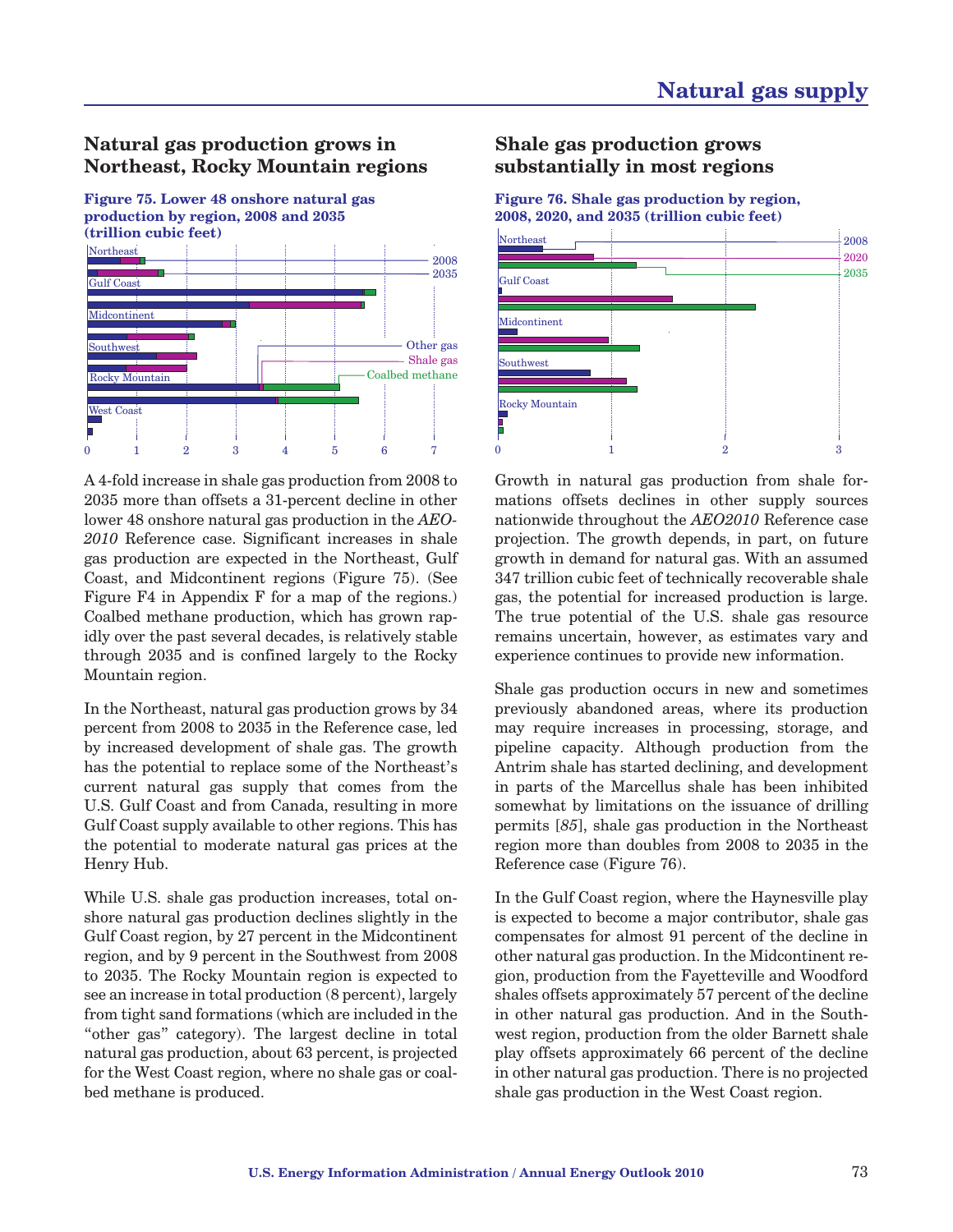## Natural gas production grows in Northeast, Rocky Mountain regions

**Figure 75. Lower 48 onshore natural gas production by region, 2008 and 2035 (trillion cubic feet)**

A 4-fold increase in shale gas production from 2008 to 2035 more than offsets a 31-percent decline in other lower 48 onshore natural gas production in the *AEO-2010* Reference case. Significant increases in shale gas production are expected in the Northeast, Gulf Coast, and Midcontinent regions (Figure 75). (See Figure F4 in Appendix F for a map of the regions.) Coalbed methane production, which has grown rapidly over the past several decades, is relatively stable through 2035 and is confined largely to the Rocky Mountain region.

In the Northeast, natural gas production grows by 34 percent from 2008 to 2035 in the Reference case, led by increased development of shale gas. The growth has the potential to replace some of the Northeast's current natural gas supply that comes from the U.S. Gulf Coast and from Canada, resulting in more Gulf Coast supply available to other regions. This has the potential to moderate natural gas prices at the Henry Hub.

While U.S. shale gas production increases, total onshore natural gas production declines slightly in the Gulf Coast region, by 27 percent in the Midcontinent region, and by 9 percent in the Southwest from 2008 to 2035. The Rocky Mountain region is expected to see an increase in total production (8 percent), largely from tight sand formations (which are included in the "other gas" category). The largest decline in total natural gas production, about 63 percent, is projected for the West Coast region, where no shale gas or coalbed methane is produced.

## Shale gas production grows substantially in most regions

**Figure 76. Shale gas production by region, 2008, 2020, and 2035 (trillion cubic feet)**

Growth in natural gas production from shale formations offsets declines in other supply sources nationwide throughout the *AEO2010* Reference case projection. The growth depends, in part, on future growth in demand for natural gas. With an assumed 347 trillion cubic feet of technically recoverable shale gas, the potential for increased production is large. The true potential of the U.S. shale gas resource remains uncertain, however, as estimates vary and experience continues to provide new information.

Shale gas production occurs in new and sometimes previously abandoned areas, where its production may require increases in processing, storage, and pipeline capacity. Although production from the Antrim shale has started declining, and development in parts of the Marcellus shale has been inhibited somewhat by limitations on the issuance of drilling permits [*85*], shale gas production in the Northeast region more than doubles from 2008 to 2035 in the Reference case (Figure 76).

In the Gulf Coast region, where the Haynesville play is expected to become a major contributor, shale gas compensates for almost 91 percent of the decline in other natural gas production. In the Midcontinent region, production from the Fayetteville and Woodford shales offsets approximately 57 percent of the decline in other natural gas production. And in the Southwest region, production from the older Barnett shale play offsets approximately 66 percent of the decline in other natural gas production. There is no projected shale gas production in the West Coast region.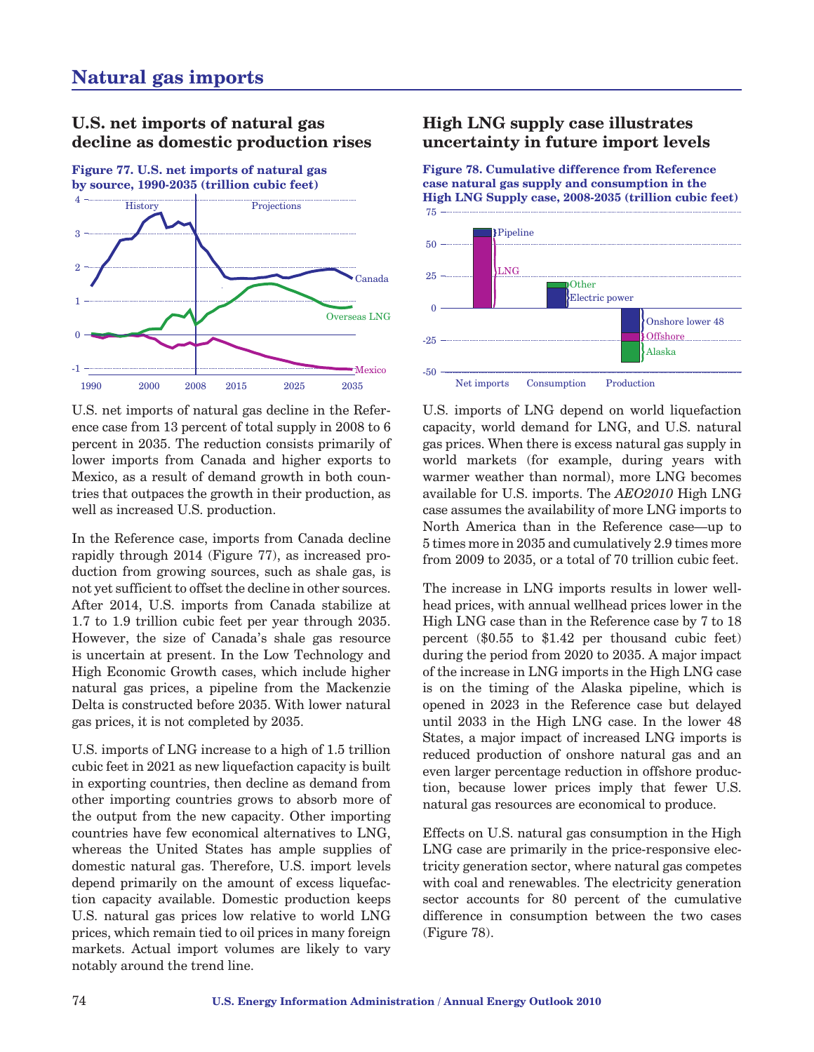# Natural gas imports

## U.S. net imports of natural gas decline as domestic production rises

**Figure 77. U.S. net imports of natural gas by source, 1990-2035 (trillion cubic feet)**

U.S. net imports of natural gas decline in the Reference case from 13 percent of total supply in 2008 to 6 percent in 2035. The reduction consists primarily of lower imports from Canada and higher exports to Mexico, as a result of demand growth in both countries that outpaces the growth in their production, as well as increased U.S. production.

In the Reference case, imports from Canada decline rapidly through 2014 (Figure 77), as increased production from growing sources, such as shale gas, is not yet sufficient to offset the decline in other sources. After 2014, U.S. imports from Canada stabilize at 1.7 to 1.9 trillion cubic feet per year through 2035. However, the size of Canada's shale gas resource is uncertain at present. In the Low Technology and High Economic Growth cases, which include higher natural gas prices, a pipeline from the Mackenzie Delta is constructed before 2035. With lower natural gas prices, it is not completed by 2035.

U.S. imports of LNG increase to a high of 1.5 trillion cubic feet in 2021 as new liquefaction capacity is built in exporting countries, then decline as demand from other importing countries grows to absorb more of the output from the new capacity. Other importing countries have few economical alternatives to LNG, whereas the United States has ample supplies of domestic natural gas. Therefore, U.S. import levels depend primarily on the amount of excess liquefaction capacity available. Domestic production keeps U.S. natural gas prices low relative to world LNG prices, which remain tied to oil prices in many foreign markets. Actual import volumes are likely to vary notably around the trend line.

## High LNG supply case illustrates uncertainty in future import levels

**Figure 78. Cumulative difference from Reference case natural gas supply and consumption in the High LNG Supply case, 2008-2035 (trillion cubic feet)**

U.S. imports of LNG depend on world liquefaction capacity, world demand for LNG, and U.S. natural gas prices. When there is excess natural gas supply in world markets (for example, during years with warmer weather than normal), more LNG becomes available for U.S. imports. The *AEO2010* High LNG case assumes the availability of more LNG imports to North America than in the Reference case—up to 5 times more in 2035 and cumulatively 2.9 times more from 2009 to 2035, or a total of 70 trillion cubic feet.

The increase in LNG imports results in lower wellhead prices, with annual wellhead prices lower in the High LNG case than in the Reference case by 7 to 18 percent ($0.55 to $1.42 per thousand cubic feet) during the period from 2020 to 2035. A major impact of the increase in LNG imports in the High LNG case is on the timing of the Alaska pipeline, which is opened in 2023 in the Reference case but delayed until 2033 in the High LNG case. In the lower 48 States, a major impact of increased LNG imports is reduced production of onshore natural gas and an even larger percentage reduction in offshore production, because lower prices imply that fewer U.S. natural gas resources are economical to produce.

Effects on U.S. natural gas consumption in the High LNG case are primarily in the price-responsive electricity generation sector, where natural gas competes with coal and renewables. The electricity generation sector accounts for 80 percent of the cumulative difference in consumption between the two cases (Figure 78).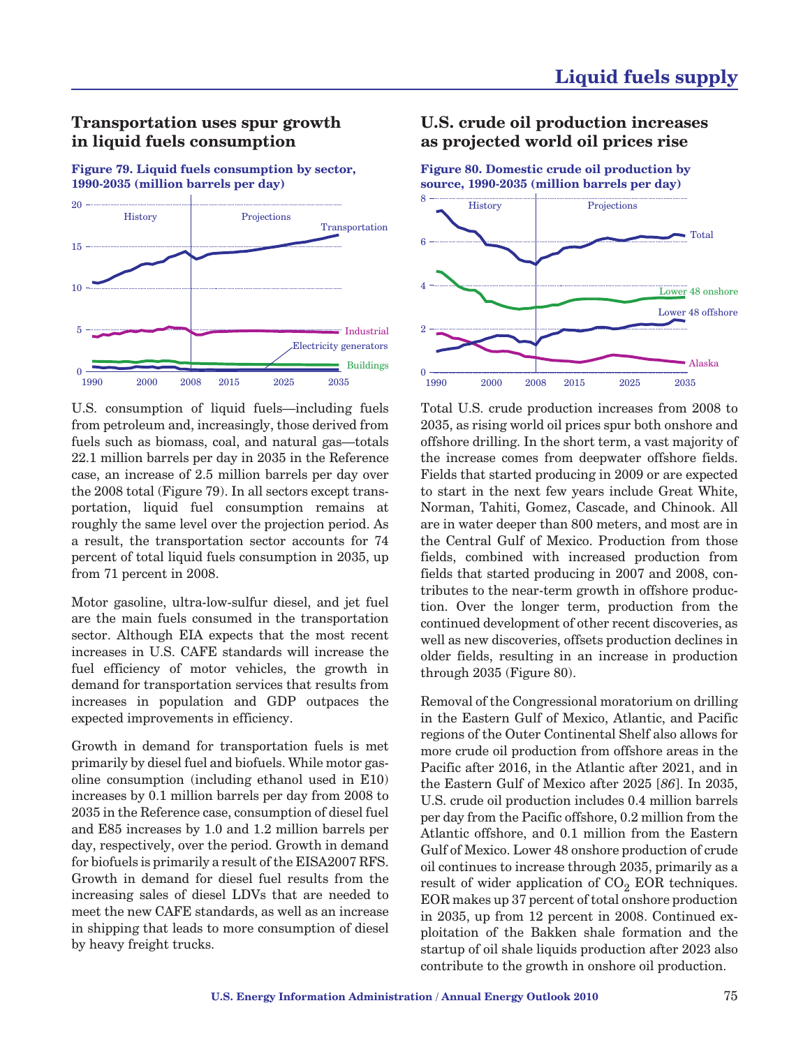## Transportation uses spur growth in liquid fuels consumption

**Figure 79. Liquid fuels consumption by sector, 1990-2035 (million barrels per day)**

U.S. consumption of liquid fuels—including fuels from petroleum and, increasingly, those derived from fuels such as biomass, coal, and natural gas—totals 22.1 million barrels per day in 2035 in the Reference case, an increase of 2.5 million barrels per day over the 2008 total (Figure 79). In all sectors except transportation, liquid fuel consumption remains at roughly the same level over the projection period. As a result, the transportation sector accounts for 74 percent of total liquid fuels consumption in 2035, up from 71 percent in 2008.

Motor gasoline, ultra-low-sulfur diesel, and jet fuel are the main fuels consumed in the transportation sector. Although EIA expects that the most recent increases in U.S. CAFE standards will increase the fuel efficiency of motor vehicles, the growth in demand for transportation services that results from increases in population and GDP outpaces the expected improvements in efficiency.

Growth in demand for transportation fuels is met primarily by diesel fuel and biofuels. While motor gasoline consumption (including ethanol used in E10) increases by 0.1 million barrels per day from 2008 to 2035 in the Reference case, consumption of diesel fuel and E85 increases by 1.0 and 1.2 million barrels per day, respectively, over the period. Growth in demand for biofuels is primarily a result of the EISA2007 RFS. Growth in demand for diesel fuel results from the increasing sales of diesel LDVs that are needed to meet the new CAFE standards, as well as an increase in shipping that leads to more consumption of diesel by heavy freight trucks.

## U.S. crude oil production increases as projected world oil prices rise

**Figure 80. Domestic crude oil production by source, 1990-2035 (million barrels per day)**

Total U.S. crude production increases from 2008 to 2035, as rising world oil prices spur both onshore and offshore drilling. In the short term, a vast majority of the increase comes from deepwater offshore fields. Fields that started producing in 2009 or are expected to start in the next few years include Great White, Norman, Tahiti, Gomez, Cascade, and Chinook. All are in water deeper than 800 meters, and most are in the Central Gulf of Mexico. Production from those fields, combined with increased production from fields that started producing in 2007 and 2008, contributes to the near-term growth in offshore production. Over the longer term, production from the continued development of other recent discoveries, as well as new discoveries, offsets production declines in older fields, resulting in an increase in production through 2035 (Figure 80).

Removal of the Congressional moratorium on drilling in the Eastern Gulf of Mexico, Atlantic, and Pacific regions of the Outer Continental Shelf also allows for more crude oil production from offshore areas in the Pacific after 2016, in the Atlantic after 2021, and in the Eastern Gulf of Mexico after 2025 [*86*]. In 2035, U.S. crude oil production includes 0.4 million barrels per day from the Pacific offshore, 0.2 million from the Atlantic offshore, and 0.1 million from the Eastern Gulf of Mexico. Lower 48 onshore production of crude oil continues to increase through 2035, primarily as a result of wider application of $CO_2$ EOR techniques. EOR makes up 37 percent of total onshore production in 2035, up from 12 percent in 2008. Continued exploitation of the Bakken shale formation and the startup of oil shale liquids production after 2023 also contribute to the growth in onshore oil production.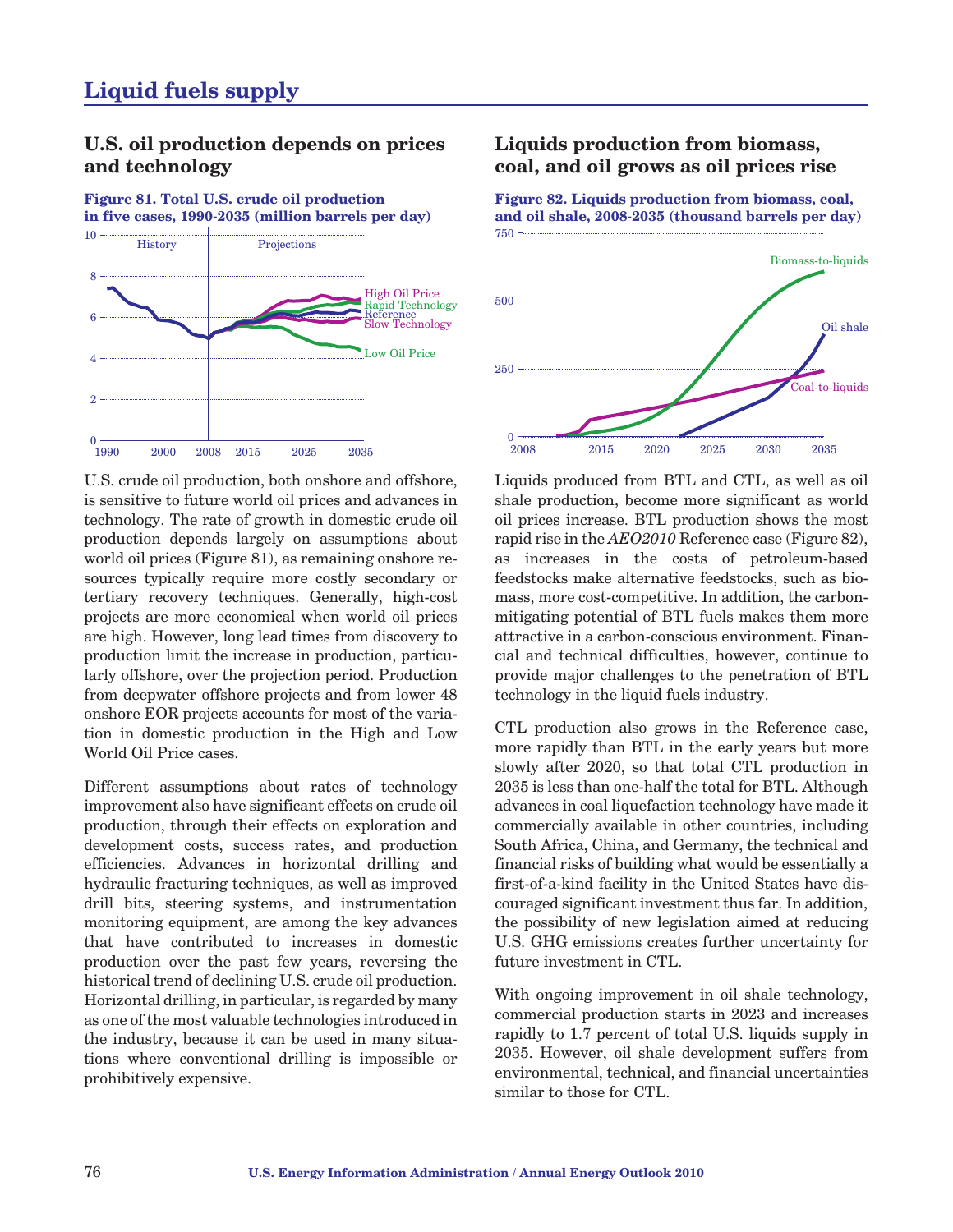# Liquid fuels supply

## U.S. oil production depends on prices and technology

**Figure 81. Total U.S. crude oil production in five cases, 1990-2035 (million barrels per day)**

U.S. crude oil production, both onshore and offshore, is sensitive to future world oil prices and advances in technology. The rate of growth in domestic crude oil production depends largely on assumptions about world oil prices (Figure 81), as remaining onshore resources typically require more costly secondary or tertiary recovery techniques. Generally, high-cost projects are more economical when world oil prices are high. However, long lead times from discovery to production limit the increase in production, particularly offshore, over the projection period. Production from deepwater offshore projects and from lower 48 onshore EOR projects accounts for most of the variation in domestic production in the High and Low World Oil Price cases.

Different assumptions about rates of technology improvement also have significant effects on crude oil production, through their effects on exploration and development costs, success rates, and production efficiencies. Advances in horizontal drilling and hydraulic fracturing techniques, as well as improved drill bits, steering systems, and instrumentation monitoring equipment, are among the key advances that have contributed to increases in domestic production over the past few years, reversing the historical trend of declining U.S. crude oil production. Horizontal drilling, in particular, is regarded by many as one of the most valuable technologies introduced in the industry, because it can be used in many situations where conventional drilling is impossible or prohibitively expensive.

## Liquids production from biomass, coal, and oil grows as oil prices rise

**Figure 82. Liquids production from biomass, coal, and oil shale, 2008-2035 (thousand barrels per day)**

Liquids produced from BTL and CTL, as well as oil shale production, become more significant as world oil prices increase. BTL production shows the most rapid rise in the *AEO2010* Reference case (Figure 82), as increases in the costs of petroleum-based feedstocks make alternative feedstocks, such as biomass, more cost-competitive. In addition, the carbon-mitigating potential of BTL fuels makes them more attractive in a carbon-conscious environment. Financial and technical difficulties, however, continue to provide major challenges to the penetration of BTL technology in the liquid fuels industry.

CTL production also grows in the Reference case, more rapidly than BTL in the early years but more slowly after 2020, so that total CTL production in 2035 is less than one-half the total for BTL. Although advances in coal liquefaction technology have made it commercially available in other countries, including South Africa, China, and Germany, the technical and financial risks of building what would be essentially a first-of-a-kind facility in the United States have discouraged significant investment thus far. In addition, the possibility of new legislation aimed at reducing U.S. GHG emissions creates further uncertainty for future investment in CTL.

With ongoing improvement in oil shale technology, commercial production starts in 2023 and increases rapidly to 1.7 percent of total U.S. liquids supply in 2035. However, oil shale development suffers from environmental, technical, and financial uncertainties similar to those for CTL.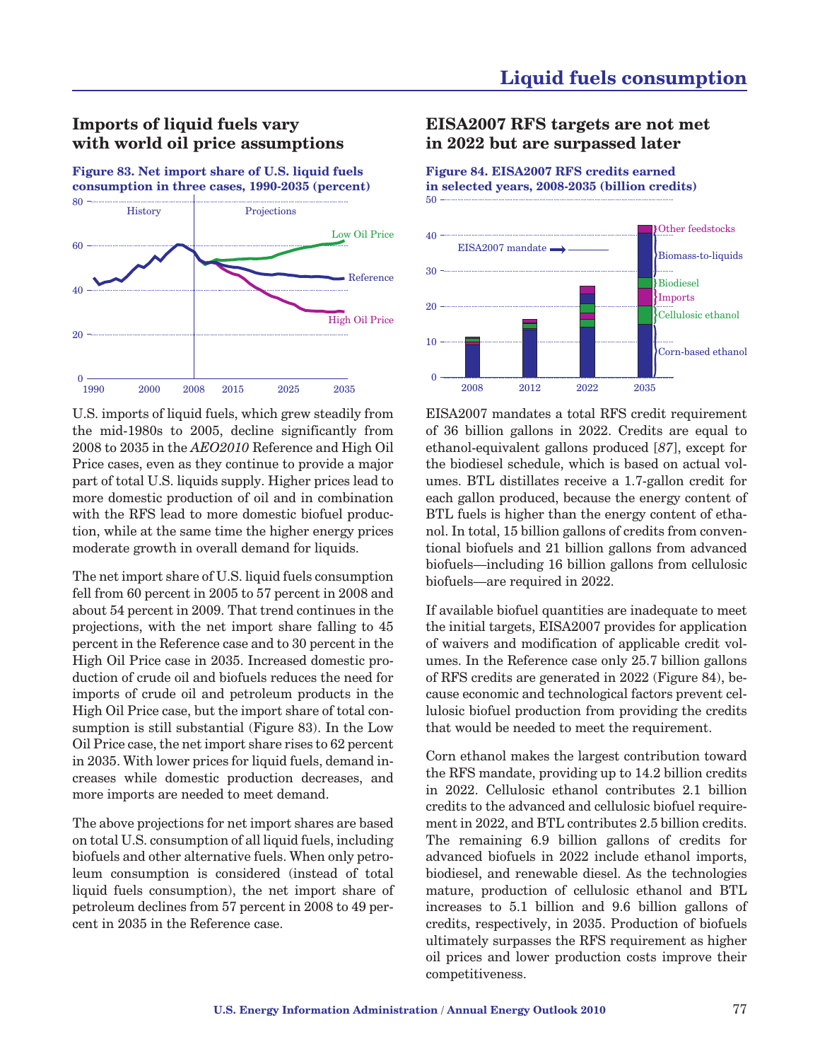## Imports of liquid fuels vary with world oil price assumptions

**Figure 83. Net import share of U.S. liquid fuels consumption in three cases, 1990-2035 (percent)**

U.S. imports of liquid fuels, which grew steadily from the mid-1980s to 2005, decline significantly from 2008 to 2035 in the *AEO2010* Reference and High Oil Price cases, even as they continue to provide a major part of total U.S. liquids supply. Higher prices lead to more domestic production of oil and in combination with the RFS lead to more domestic biofuel production, while at the same time the higher energy prices moderate growth in overall demand for liquids.

The net import share of U.S. liquid fuels consumption fell from 60 percent in 2005 to 57 percent in 2008 and about 54 percent in 2009. That trend continues in the projections, with the net import share falling to 45 percent in the Reference case and to 30 percent in the High Oil Price case in 2035. Increased domestic production of crude oil and biofuels reduces the need for imports of crude oil and petroleum products in the High Oil Price case, but the import share of total consumption is still substantial (Figure 83). In the Low Oil Price case, the net import share rises to 62 percent in 2035. With lower prices for liquid fuels, demand increases while domestic production decreases, and more imports are needed to meet demand.

The above projections for net import shares are based on total U.S. consumption of all liquid fuels, including biofuels and other alternative fuels. When only petroleum consumption is considered (instead of total liquid fuels consumption), the net import share of petroleum declines from 57 percent in 2008 to 49 percent in 2035 in the Reference case.

## EISA2007 RFS targets are not met in 2022 but are surpassed later

**Figure 84. EISA2007 RFS credits earned in selected years, 2008-2035 (billion credits)**

EISA2007 mandates a total RFS credit requirement of 36 billion gallons in 2022. Credits are equal to ethanol-equivalent gallons produced [*87*], except for the biodiesel schedule, which is based on actual volumes. BTL distillates receive a 1.7-gallon credit for each gallon produced, because the energy content of BTL fuels is higher than the energy content of ethanol. In total, 15 billion gallons of credits from conventional biofuels and 21 billion gallons from advanced biofuels—including 16 billion gallons from cellulosic biofuels—are required in 2022.

If available biofuel quantities are inadequate to meet the initial targets, EISA2007 provides for application of waivers and modification of applicable credit volumes. In the Reference case only 25.7 billion gallons of RFS credits are generated in 2022 (Figure 84), because economic and technological factors prevent cellulosic biofuel production from providing the credits that would be needed to meet the requirement.

Corn ethanol makes the largest contribution toward the RFS mandate, providing up to 14.2 billion credits in 2022. Cellulosic ethanol contributes 2.1 billion credits to the advanced and cellulosic biofuel requirement in 2022, and BTL contributes 2.5 billion credits. The remaining 6.9 billion gallons of credits for advanced biofuels in 2022 include ethanol imports, biodiesel, and renewable diesel. As the technologies mature, production of cellulosic ethanol and BTL increases to 5.1 billion and 9.6 billion gallons of credits, respectively, in 2035. Production of biofuels ultimately surpasses the RFS requirement as higher oil prices and lower production costs improve their competitiveness.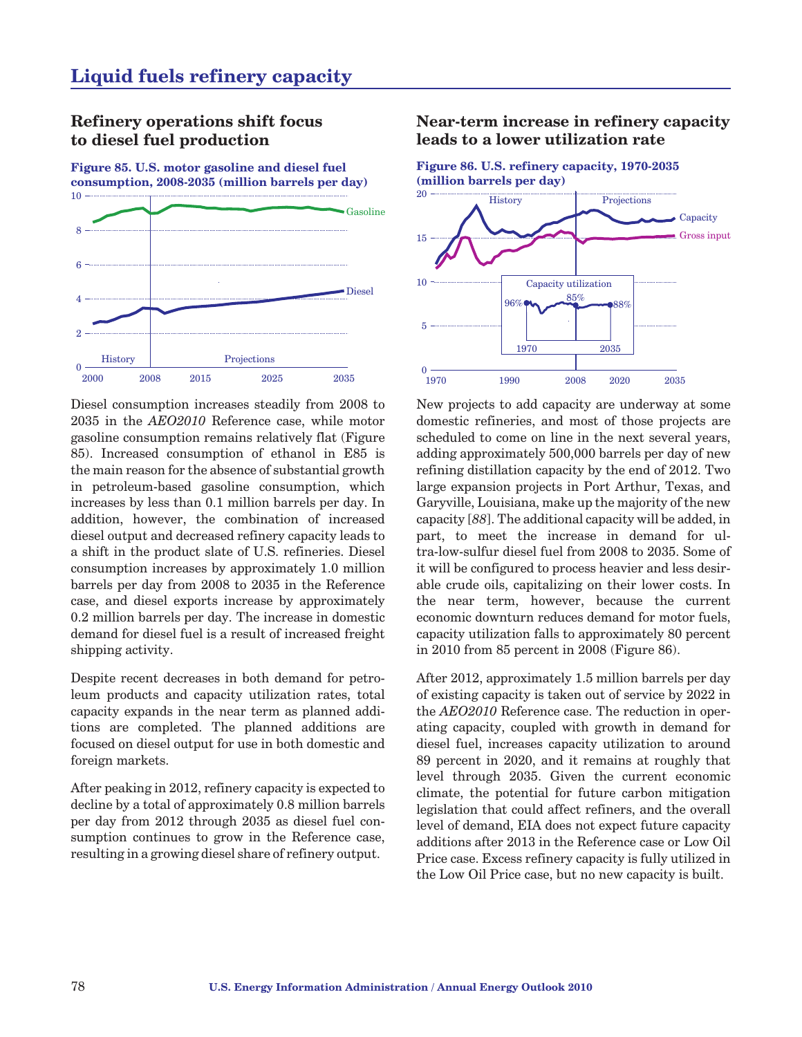# Liquid fuels refinery capacity

## Refinery operations shift focus to diesel fuel production

**Figure 85. U.S. motor gasoline and diesel fuel consumption, 2008-2035 (million barrels per day)**

10
8
6
4
2
0
2000
2008
2015
2025
2035
History
Projections
Gasoline
Diesel

Diesel consumption increases steadily from 2008 to 2035 in the *AEO2010* Reference case, while motor gasoline consumption remains relatively flat (Figure 85). Increased consumption of ethanol in E85 is the main reason for the absence of substantial growth in petroleum-based gasoline consumption, which increases by less than 0.1 million barrels per day. In addition, however, the combination of increased diesel output and decreased refinery capacity leads to a shift in the product slate of U.S. refineries. Diesel consumption increases by approximately 1.0 million barrels per day from 2008 to 2035 in the Reference case, and diesel exports increase by approximately 0.2 million barrels per day. The increase in domestic demand for diesel fuel is a result of increased freight shipping activity.

Despite recent decreases in both demand for petroleum products and capacity utilization rates, total capacity expands in the near term as planned additions are completed. The planned additions are focused on diesel output for use in both domestic and foreign markets.

After peaking in 2012, refinery capacity is expected to decline by a total of approximately 0.8 million barrels per day from 2012 through 2035 as diesel fuel consumption continues to grow in the Reference case, resulting in a growing diesel share of refinery output.

## Near-term increase in refinery capacity leads to a lower utilization rate

**Figure 86. U.S. refinery capacity, 1970-2035 (million barrels per day)**

20
15
10
5
0
1970
1990
2008
2020
2035
History
Projections
Capacity
Gross input
Capacity utilization
96%
85%
88%
1970
2035

New projects to add capacity are underway at some domestic refineries, and most of those projects are scheduled to come on line in the next several years, adding approximately 500,000 barrels per day of new refining distillation capacity by the end of 2012. Two large expansion projects in Port Arthur, Texas, and Garyville, Louisiana, make up the majority of the new capacity [*88*]. The additional capacity will be added, in part, to meet the increase in demand for ultra-low-sulfur diesel fuel from 2008 to 2035. Some of it will be configured to process heavier and less desirable crude oils, capitalizing on their lower costs. In the near term, however, because the current economic downturn reduces demand for motor fuels, capacity utilization falls to approximately 80 percent in 2010 from 85 percent in 2008 (Figure 86).

After 2012, approximately 1.5 million barrels per day of existing capacity is taken out of service by 2022 in the *AEO2010* Reference case. The reduction in operating capacity, coupled with growth in demand for diesel fuel, increases capacity utilization to around 89 percent in 2020, and it remains at roughly that level through 2035. Given the current economic climate, the potential for future carbon mitigation legislation that could affect refiners, and the overall level of demand, EIA does not expect future capacity additions after 2013 in the Reference case or Low Oil Price case. Excess refinery capacity is fully utilized in the Low Oil Price case, but no new capacity is built.